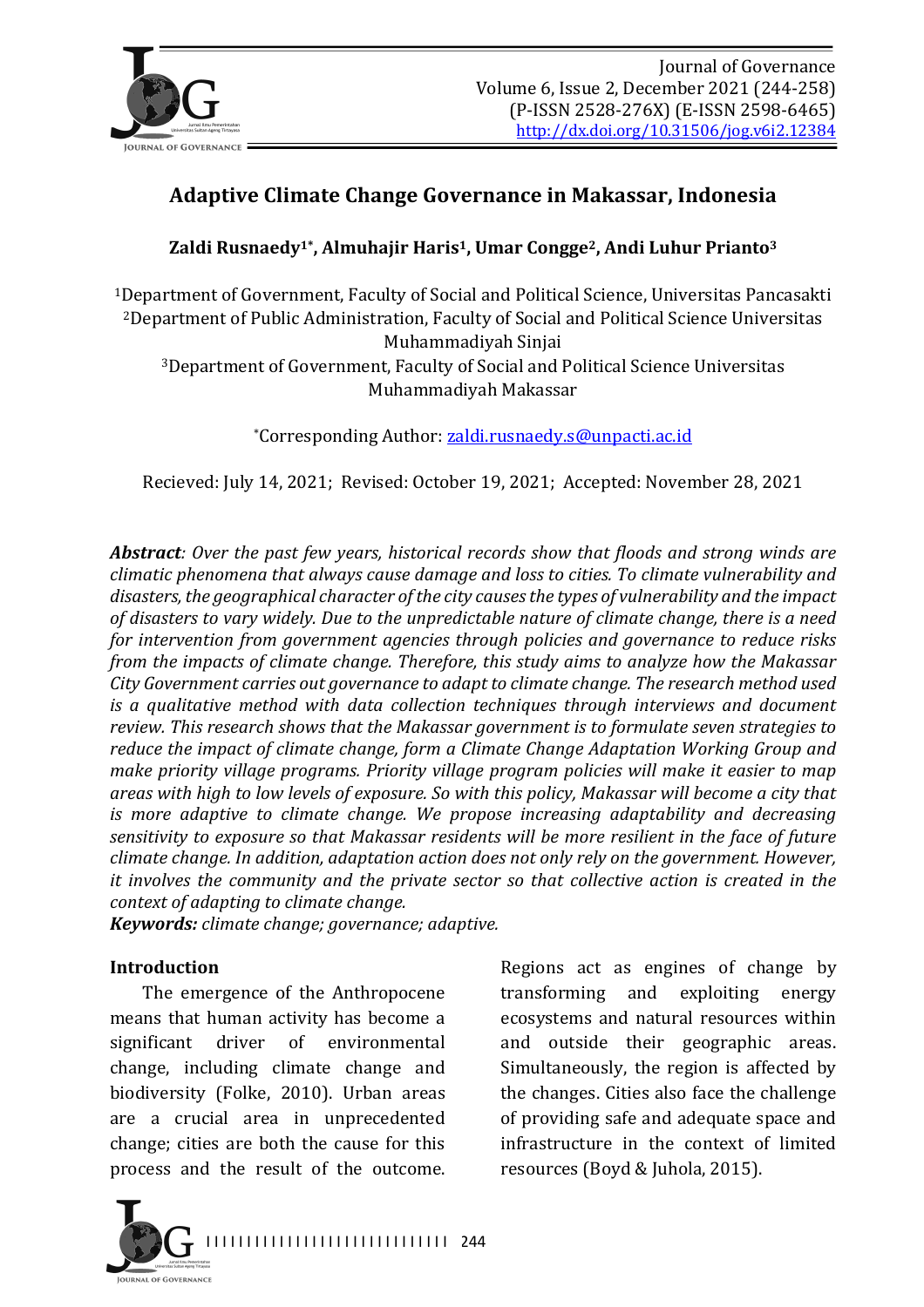# Adaptive Climate Change Governance in Makassar, Indonesia

**Zaldi Rusnaedy[1*], Almuhajir Haris[1], Umar Congge[2], Andi Luhur Prianto[3]**

[1]Department of Government, Faculty of Social and Political Science, Universitas Pancasakti
[2]Department of Public Administration, Faculty of Social and Political Science Universitas Muhammadiyah Sinjai
[3]Department of Government, Faculty of Social and Political Science Universitas Muhammadiyah Makassar

*Corresponding Author: zaldi.rusnaedy.s@unpacti.ac.id

Recieved: July 14, 2021; Revised: October 19, 2021; Accepted: November 28, 2021

***Abstract**: Over the past few years, historical records show that floods and strong winds are climatic phenomena that always cause damage and loss to cities. To climate vulnerability and disasters, the geographical character of the city causes the types of vulnerability and the impact of disasters to vary widely. Due to the unpredictable nature of climate change, there is a need for intervention from government agencies through policies and governance to reduce risks from the impacts of climate change. Therefore, this study aims to analyze how the Makassar City Government carries out governance to adapt to climate change. The research method used is a qualitative method with data collection techniques through interviews and document review. This research shows that the Makassar government is to formulate seven strategies to reduce the impact of climate change, form a Climate Change Adaptation Working Group and make priority village programs. Priority village program policies will make it easier to map areas with high to low levels of exposure. So with this policy, Makassar will become a city that is more adaptive to climate change. We propose increasing adaptability and decreasing sensitivity to exposure so that Makassar residents will be more resilient in the face of future climate change. In addition, adaptation action does not only rely on the government. However, it involves the community and the private sector so that collective action is created in the context of adapting to climate change.*

***Keywords:** climate change; governance; adaptive.*

## Introduction

The emergence of the Anthropocene means that human activity has become a significant driver of environmental change, including climate change and biodiversity (Folke, 2010). Urban areas are a crucial area in unprecedented change; cities are both the cause for this process and the result of the outcome. Regions act as engines of change by transforming and exploiting energy ecosystems and natural resources within and outside their geographic areas. Simultaneously, the region is affected by the changes. Cities also face the challenge of providing safe and adequate space and infrastructure in the context of limited resources (Boyd & Juhola, 2015).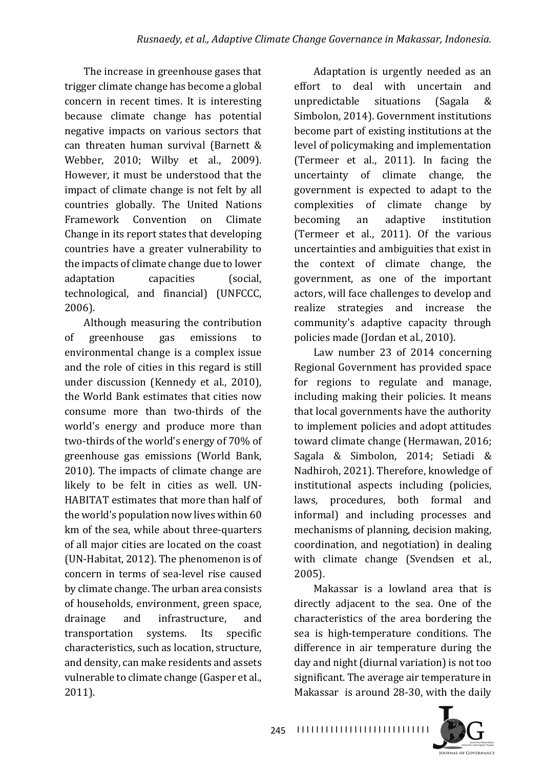The increase in greenhouse gases that trigger climate change has become a global concern in recent times. It is interesting because climate change has potential negative impacts on various sectors that can threaten human survival (Barnett & Webber, 2010; Wilby et al., 2009). However, it must be understood that the impact of climate change is not felt by all countries globally. The United Nations Framework Convention on Climate Change in its report states that developing countries have a greater vulnerability to the impacts of climate change due to lower adaptation capacities (social, technological, and financial) (UNFCCC, 2006).

Although measuring the contribution of greenhouse gas emissions to environmental change is a complex issue and the role of cities in this regard is still under discussion (Kennedy et al., 2010), the World Bank estimates that cities now consume more than two-thirds of the world's energy and produce more than two-thirds of the world's energy of 70% of greenhouse gas emissions (World Bank, 2010). The impacts of climate change are likely to be felt in cities as well. UN-HABITAT estimates that more than half of the world's population now lives within 60 km of the sea, while about three-quarters of all major cities are located on the coast (UN-Habitat, 2012). The phenomenon is of concern in terms of sea-level rise caused by climate change. The urban area consists of households, environment, green space, drainage and infrastructure, and transportation systems. Its specific characteristics, such as location, structure, and density, can make residents and assets vulnerable to climate change (Gasper et al., 2011).

Adaptation is urgently needed as an effort to deal with uncertain and unpredictable situations (Sagala & Simbolon, 2014). Government institutions become part of existing institutions at the level of policymaking and implementation (Termeer et al., 2011). In facing the uncertainty of climate change, the government is expected to adapt to the complexities of climate change by becoming an adaptive institution (Termeer et al., 2011). Of the various uncertainties and ambiguities that exist in the context of climate change, the government, as one of the important actors, will face challenges to develop and realize strategies and increase the community's adaptive capacity through policies made (Jordan et al., 2010).

Law number 23 of 2014 concerning Regional Government has provided space for regions to regulate and manage, including making their policies. It means that local governments have the authority to implement policies and adopt attitudes toward climate change (Hermawan, 2016; Sagala & Simbolon, 2014; Setiadi & Nadhiroh, 2021). Therefore, knowledge of institutional aspects including (policies, laws, procedures, both formal and informal) and including processes and mechanisms of planning, decision making, coordination, and negotiation) in dealing with climate change (Svendsen et al., 2005).

Makassar is a lowland area that is directly adjacent to the sea. One of the characteristics of the area bordering the sea is high-temperature conditions. The difference in air temperature during the day and night (diurnal variation) is not too significant. The average air temperature in Makassar is around 28-30, with the daily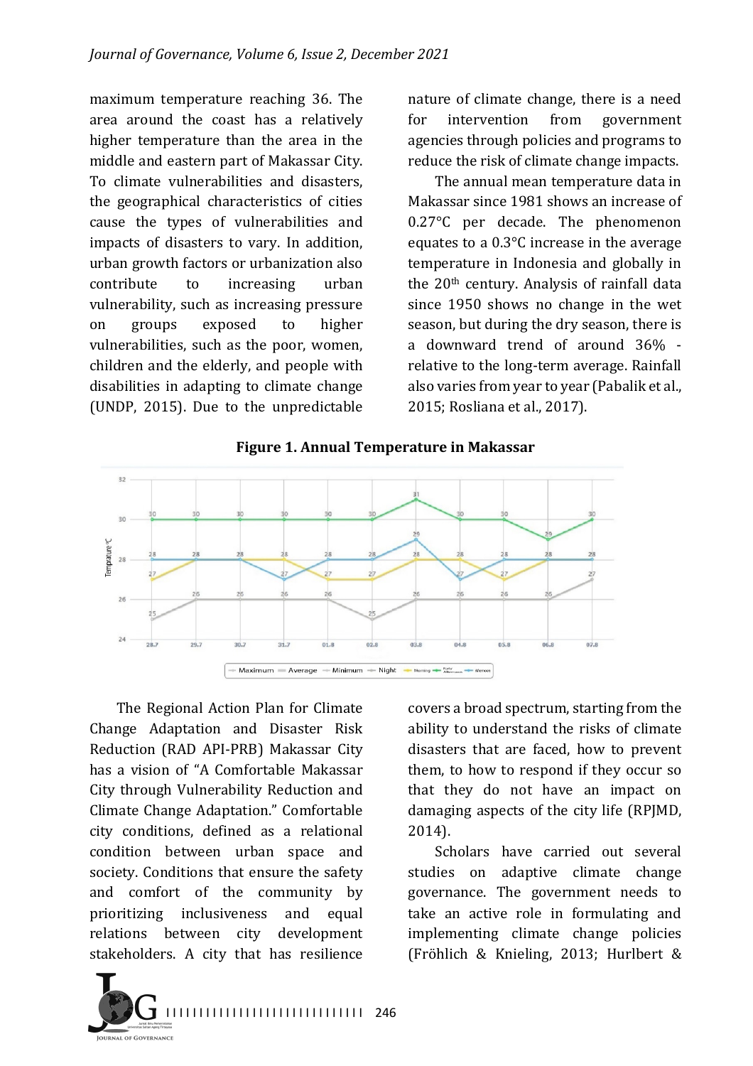maximum temperature reaching 36. The area around the coast has a relatively higher temperature than the area in the middle and eastern part of Makassar City. To climate vulnerabilities and disasters, the geographical characteristics of cities cause the types of vulnerabilities and impacts of disasters to vary. In addition, urban growth factors or urbanization also contribute to increasing urban vulnerability, such as increasing pressure on groups exposed to higher vulnerabilities, such as the poor, women, children and the elderly, and people with disabilities in adapting to climate change (UNDP, 2015). Due to the unpredictable nature of climate change, there is a need for intervention from government agencies through policies and programs to reduce the risk of climate change impacts.

The annual mean temperature data in Makassar since 1981 shows an increase of 0.27°C per decade. The phenomenon equates to a 0.3°C increase in the average temperature in Indonesia and globally in the 20th century. Analysis of rainfall data since 1950 shows no change in the wet season, but during the dry season, there is a downward trend of around 36% - relative to the long-term average. Rainfall also varies from year to year (Pabalik et al., 2015; Rosliana et al., 2017).

**Figure 1. Annual Temperature in Makassar**

Temprature °C

32
30
28
26
24

28.7 29.7 30.7 31.7 01.8 02.8 03.8 04.8 05.8 06.8 07.8

30 30 30 30 30 30 31 30 30 29 30
28 28 28 28 28 28 29 28 28 28 28
27 28 28 27 27 27 28 27 27 28 28
25 26 26 26 26 25 26 26 26 26 27

Maximum Average Minimum Night Morning Early Afternoon Afternoon

The Regional Action Plan for Climate Change Adaptation and Disaster Risk Reduction (RAD API-PRB) Makassar City has a vision of "A Comfortable Makassar City through Vulnerability Reduction and Climate Change Adaptation." Comfortable city conditions, defined as a relational condition between urban space and society. Conditions that ensure the safety and comfort of the community by prioritizing inclusiveness and equal relations between city development stakeholders. A city that has resilience covers a broad spectrum, starting from the ability to understand the risks of climate disasters that are faced, how to prevent them, to how to respond if they occur so that they do not have an impact on damaging aspects of the city life (RPJMD, 2014).

Scholars have carried out several studies on adaptive climate change governance. The government needs to take an active role in formulating and implementing climate change policies (Fröhlich & Knieling, 2013; Hurlbert &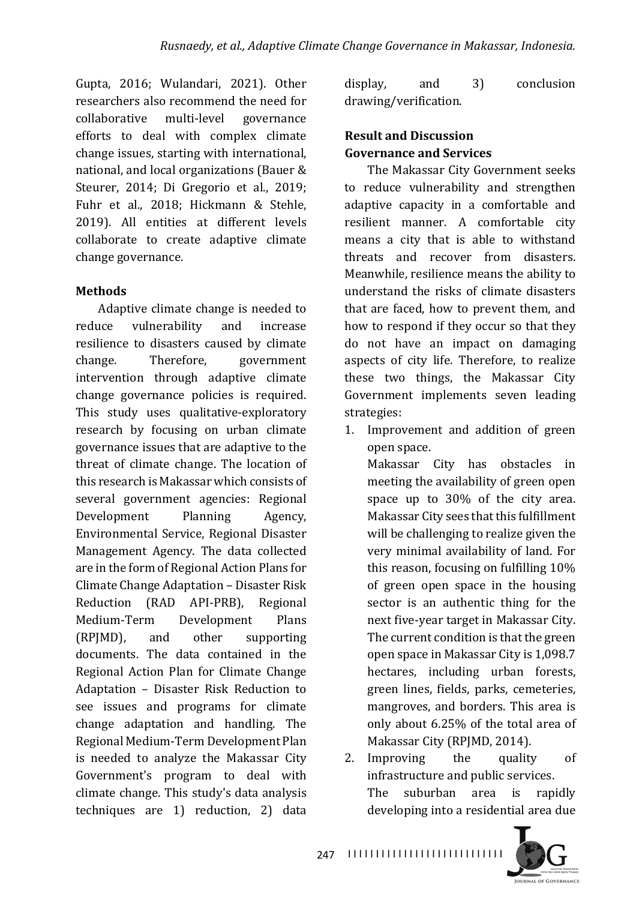Gupta, 2016; Wulandari, 2021). Other researchers also recommend the need for collaborative multi-level governance efforts to deal with complex climate change issues, starting with international, national, and local organizations (Bauer & Steurer, 2014; Di Gregorio et al., 2019; Fuhr et al., 2018; Hickmann & Stehle, 2019). All entities at different levels collaborate to create adaptive climate change governance.

## Methods

Adaptive climate change is needed to reduce vulnerability and increase resilience to disasters caused by climate change. Therefore, government intervention through adaptive climate change governance policies is required. This study uses qualitative-exploratory research by focusing on urban climate governance issues that are adaptive to the threat of climate change. The location of this research is Makassar which consists of several government agencies: Regional Development Planning Agency, Environmental Service, Regional Disaster Management Agency. The data collected are in the form of Regional Action Plans for Climate Change Adaptation – Disaster Risk Reduction (RAD API-PRB), Regional Medium-Term Development Plans (RPJMD), and other supporting documents. The data contained in the Regional Action Plan for Climate Change Adaptation – Disaster Risk Reduction to see issues and programs for climate change adaptation and handling. The Regional Medium-Term Development Plan is needed to analyze the Makassar City Government's program to deal with climate change. This study's data analysis techniques are 1) reduction, 2) data display, and 3) conclusion drawing/verification.

## Result and Discussion

### Governance and Services

The Makassar City Government seeks to reduce vulnerability and strengthen adaptive capacity in a comfortable and resilient manner. A comfortable city means a city that is able to withstand threats and recover from disasters. Meanwhile, resilience means the ability to understand the risks of climate disasters that are faced, how to prevent them, and how to respond if they occur so that they do not have an impact on damaging aspects of city life. Therefore, to realize these two things, the Makassar City Government implements seven leading strategies:

1. Improvement and addition of green open space.

   Makassar City has obstacles in meeting the availability of green open space up to 30% of the city area. Makassar City sees that this fulfillment will be challenging to realize given the very minimal availability of land. For this reason, focusing on fulfilling 10% of green open space in the housing sector is an authentic thing for the next five-year target in Makassar City. The current condition is that the green open space in Makassar City is 1,098.7 hectares, including urban forests, green lines, fields, parks, cemeteries, mangroves, and borders. This area is only about 6.25% of the total area of Makassar City (RPJMD, 2014).

2. Improving the quality of infrastructure and public services.

   The suburban area is rapidly developing into a residential area due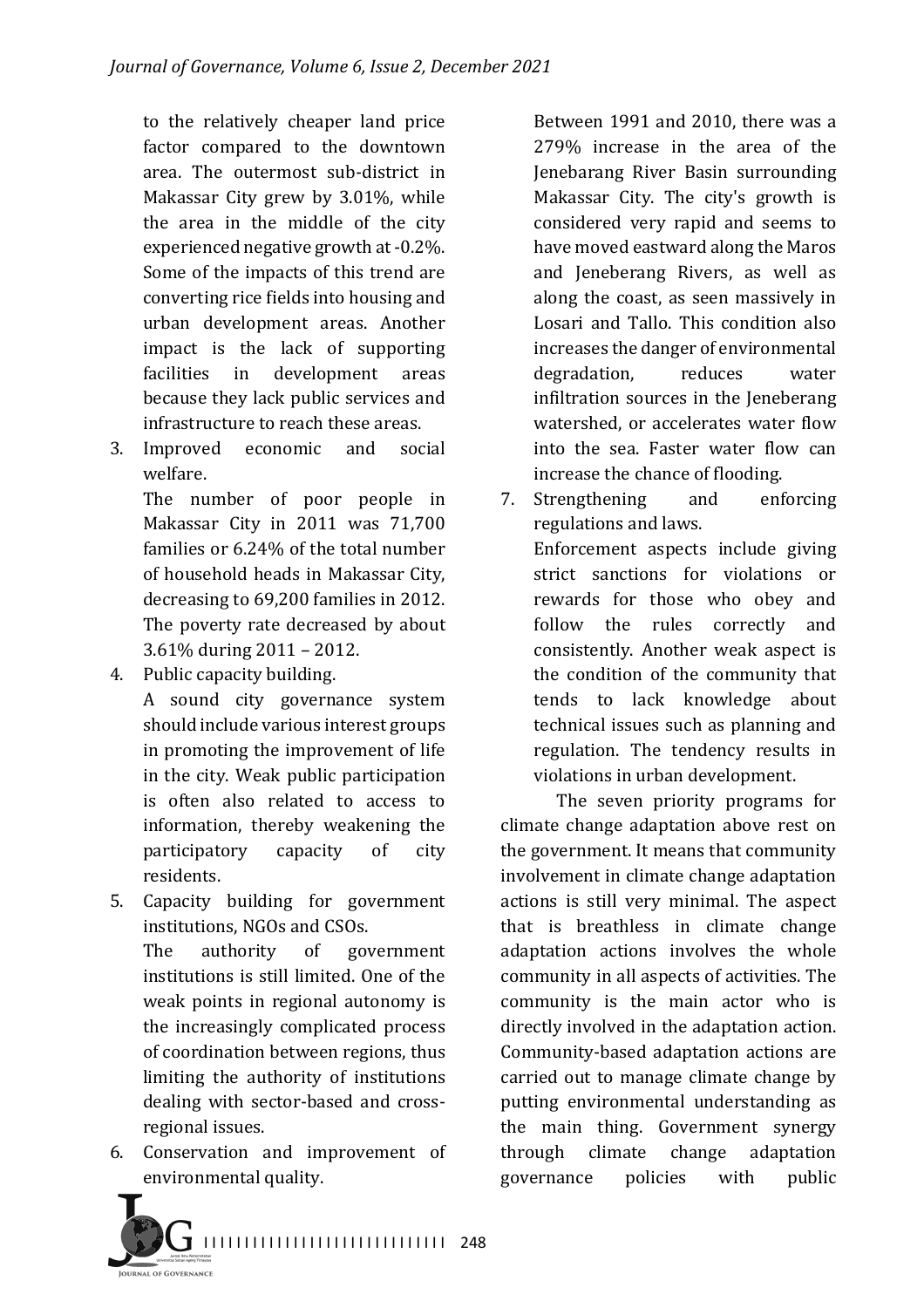to the relatively cheaper land price factor compared to the downtown area. The outermost sub-district in Makassar City grew by 3.01%, while the area in the middle of the city experienced negative growth at -0.2%. Some of the impacts of this trend are converting rice fields into housing and urban development areas. Another impact is the lack of supporting facilities in development areas because they lack public services and infrastructure to reach these areas.

3. Improved economic and social welfare.

   The number of poor people in Makassar City in 2011 was 71,700 families or 6.24% of the total number of household heads in Makassar City, decreasing to 69,200 families in 2012. The poverty rate decreased by about 3.61% during 2011 – 2012.

4. Public capacity building.

   A sound city governance system should include various interest groups in promoting the improvement of life in the city. Weak public participation is often also related to access to information, thereby weakening the participatory capacity of city residents.

5. Capacity building for government institutions, NGOs and CSOs.

   The authority of government institutions is still limited. One of the weak points in regional autonomy is the increasingly complicated process of coordination between regions, thus limiting the authority of institutions dealing with sector-based and cross-regional issues.

6. Conservation and improvement of environmental quality.

   Between 1991 and 2010, there was a 279% increase in the area of the Jenebarang River Basin surrounding Makassar City. The city's growth is considered very rapid and seems to have moved eastward along the Maros and Jeneberang Rivers, as well as along the coast, as seen massively in Losari and Tallo. This condition also increases the danger of environmental degradation, reduces water infiltration sources in the Jeneberang watershed, or accelerates water flow into the sea. Faster water flow can increase the chance of flooding.

7. Strengthening and enforcing regulations and laws.

   Enforcement aspects include giving strict sanctions for violations or rewards for those who obey and follow the rules correctly and consistently. Another weak aspect is the condition of the community that tends to lack knowledge about technical issues such as planning and regulation. The tendency results in violations in urban development.

The seven priority programs for climate change adaptation above rest on the government. It means that community involvement in climate change adaptation actions is still very minimal. The aspect that is breathless in climate change adaptation actions involves the whole community in all aspects of activities. The community is the main actor who is directly involved in the adaptation action. Community-based adaptation actions are carried out to manage climate change by putting environmental understanding as the main thing. Government synergy through climate change adaptation governance policies with public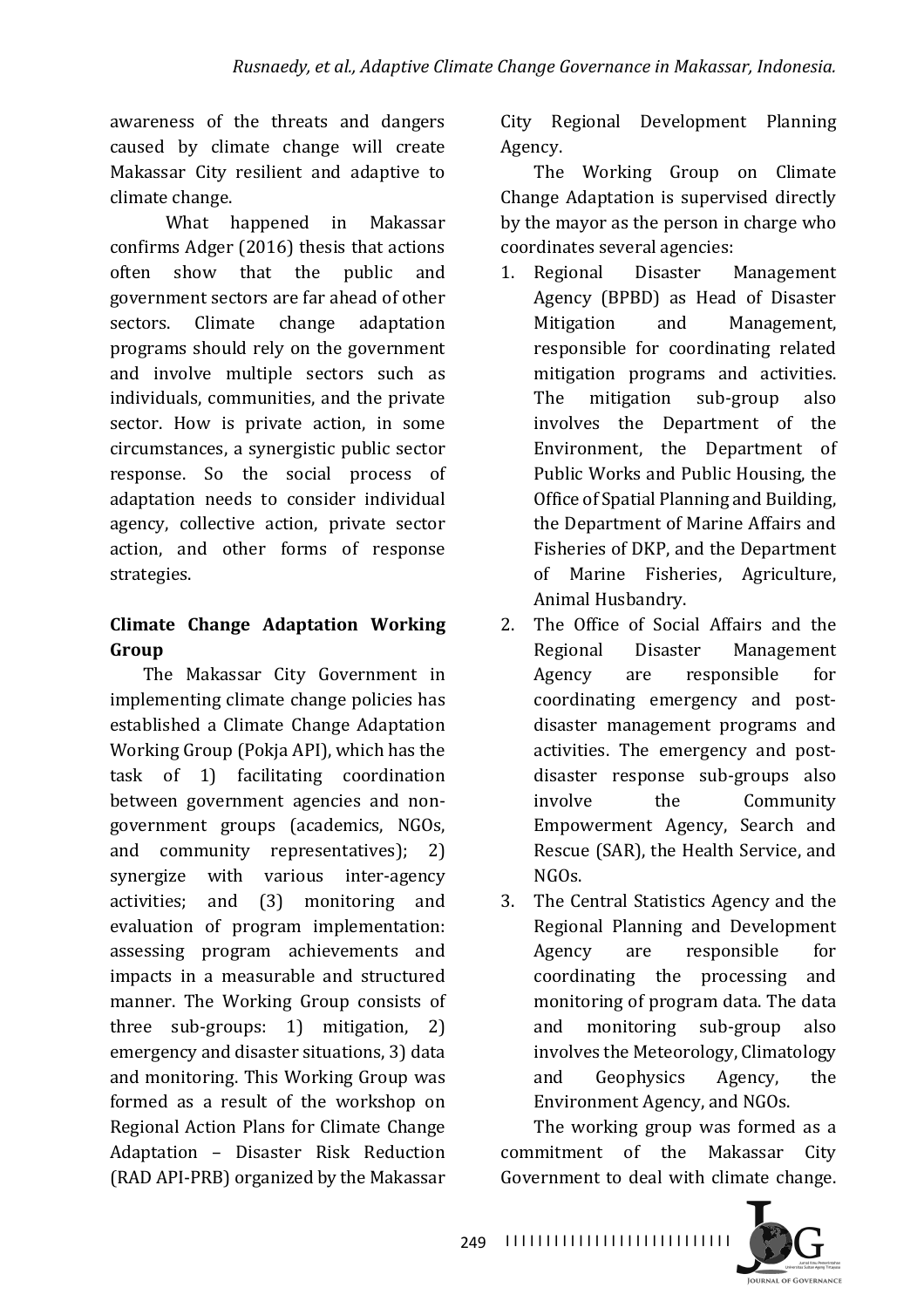awareness of the threats and dangers caused by climate change will create Makassar City resilient and adaptive to climate change.

What happened in Makassar confirms Adger (2016) thesis that actions often show that the public and government sectors are far ahead of other sectors. Climate change adaptation programs should rely on the government and involve multiple sectors such as individuals, communities, and the private sector. How is private action, in some circumstances, a synergistic public sector response. So the social process of adaptation needs to consider individual agency, collective action, private sector action, and other forms of response strategies.

### Climate Change Adaptation Working Group

The Makassar City Government in implementing climate change policies has established a Climate Change Adaptation Working Group (Pokja API), which has the task of 1) facilitating coordination between government agencies and non-government groups (academics, NGOs, and community representatives); 2) synergize with various inter-agency activities; and (3) monitoring and evaluation of program implementation: assessing program achievements and impacts in a measurable and structured manner. The Working Group consists of three sub-groups: 1) mitigation, 2) emergency and disaster situations, 3) data and monitoring. This Working Group was formed as a result of the workshop on Regional Action Plans for Climate Change Adaptation – Disaster Risk Reduction (RAD API-PRB) organized by the Makassar City Regional Development Planning Agency.

The Working Group on Climate Change Adaptation is supervised directly by the mayor as the person in charge who coordinates several agencies:

1. Regional Disaster Management Agency (BPBD) as Head of Disaster Mitigation and Management, responsible for coordinating related mitigation programs and activities. The mitigation sub-group also involves the Department of the Environment, the Department of Public Works and Public Housing, the Office of Spatial Planning and Building, the Department of Marine Affairs and Fisheries of DKP, and the Department of Marine Fisheries, Agriculture, Animal Husbandry.
2. The Office of Social Affairs and the Regional Disaster Management Agency are responsible for coordinating emergency and post-disaster management programs and activities. The emergency and post-disaster response sub-groups also involve the Community Empowerment Agency, Search and Rescue (SAR), the Health Service, and NGOs.
3. The Central Statistics Agency and the Regional Planning and Development Agency are responsible for coordinating the processing and monitoring of program data. The data and monitoring sub-group also involves the Meteorology, Climatology and Geophysics Agency, the Environment Agency, and NGOs.

The working group was formed as a commitment of the Makassar City Government to deal with climate change.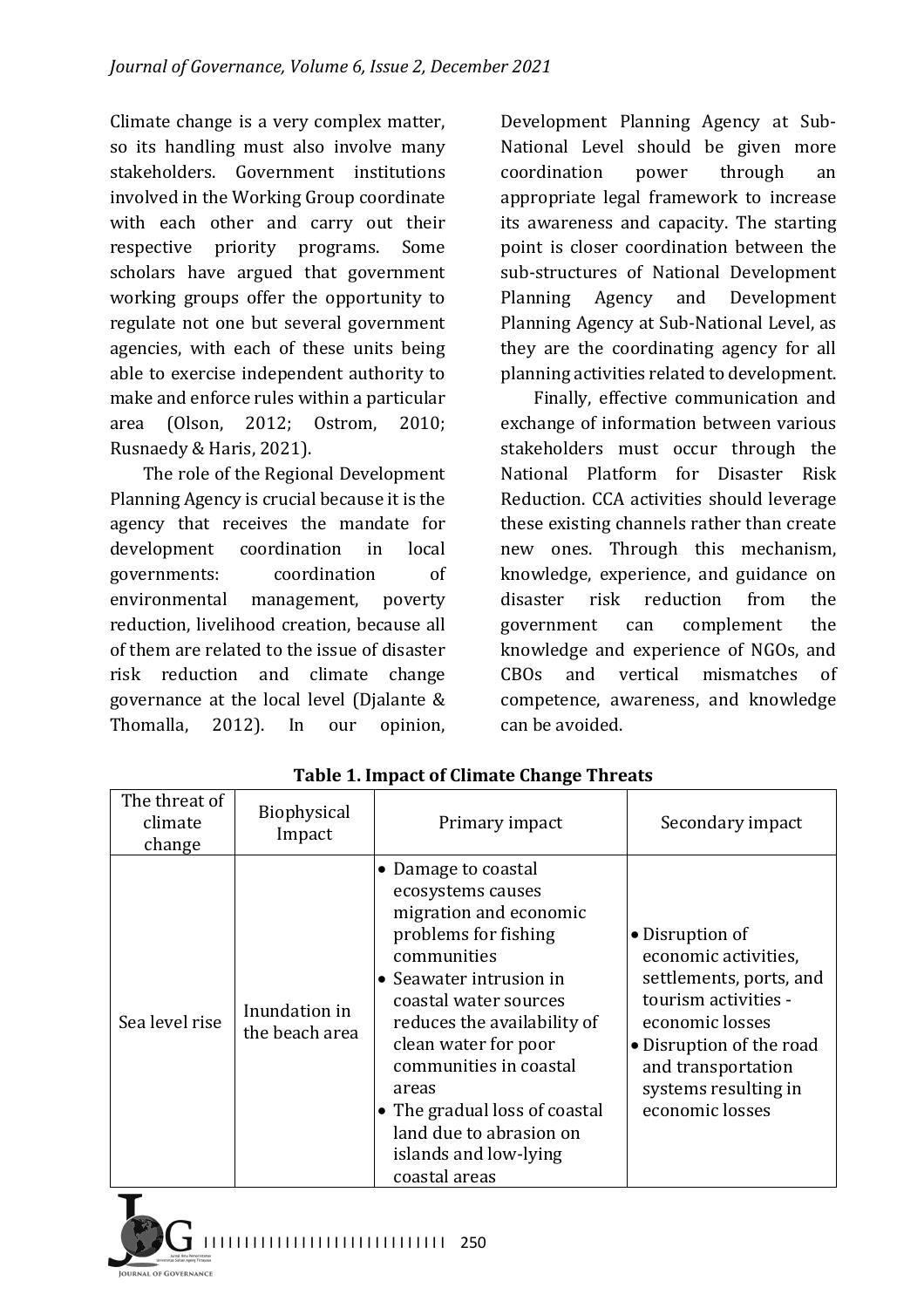Climate change is a very complex matter, so its handling must also involve many stakeholders. Government institutions involved in the Working Group coordinate with each other and carry out their respective priority programs. Some scholars have argued that government working groups offer the opportunity to regulate not one but several government agencies, with each of these units being able to exercise independent authority to make and enforce rules within a particular area (Olson, 2012; Ostrom, 2010; Rusnaedy & Haris, 2021).

The role of the Regional Development Planning Agency is crucial because it is the agency that receives the mandate for development coordination in local governments: coordination of environmental management, poverty reduction, livelihood creation, because all of them are related to the issue of disaster risk reduction and climate change governance at the local level (Djalante & Thomalla, 2012). In our opinion, Development Planning Agency at Sub-National Level should be given more coordination power through an appropriate legal framework to increase its awareness and capacity. The starting point is closer coordination between the sub-structures of National Development Planning Agency and Development Planning Agency at Sub-National Level, as they are the coordinating agency for all planning activities related to development.

Finally, effective communication and exchange of information between various stakeholders must occur through the National Platform for Disaster Risk Reduction. CCA activities should leverage these existing channels rather than create new ones. Through this mechanism, knowledge, experience, and guidance on disaster risk reduction from the government can complement the knowledge and experience of NGOs, and CBOs and vertical mismatches of competence, awareness, and knowledge can be avoided.

**Table 1. Impact of Climate Change Threats**

| The threat of climate change | Biophysical Impact | Primary impact | Secondary impact |
|---|---|---|---|
| Sea level rise | Inundation in the beach area | • Damage to coastal ecosystems causes migration and economic problems for fishing communities<br>• Seawater intrusion in coastal water sources reduces the availability of clean water for poor communities in coastal areas<br>• The gradual loss of coastal land due to abrasion on islands and low-lying coastal areas | • Disruption of economic activities, settlements, ports, and tourism activities - economic losses<br>• Disruption of the road and transportation systems resulting in economic losses |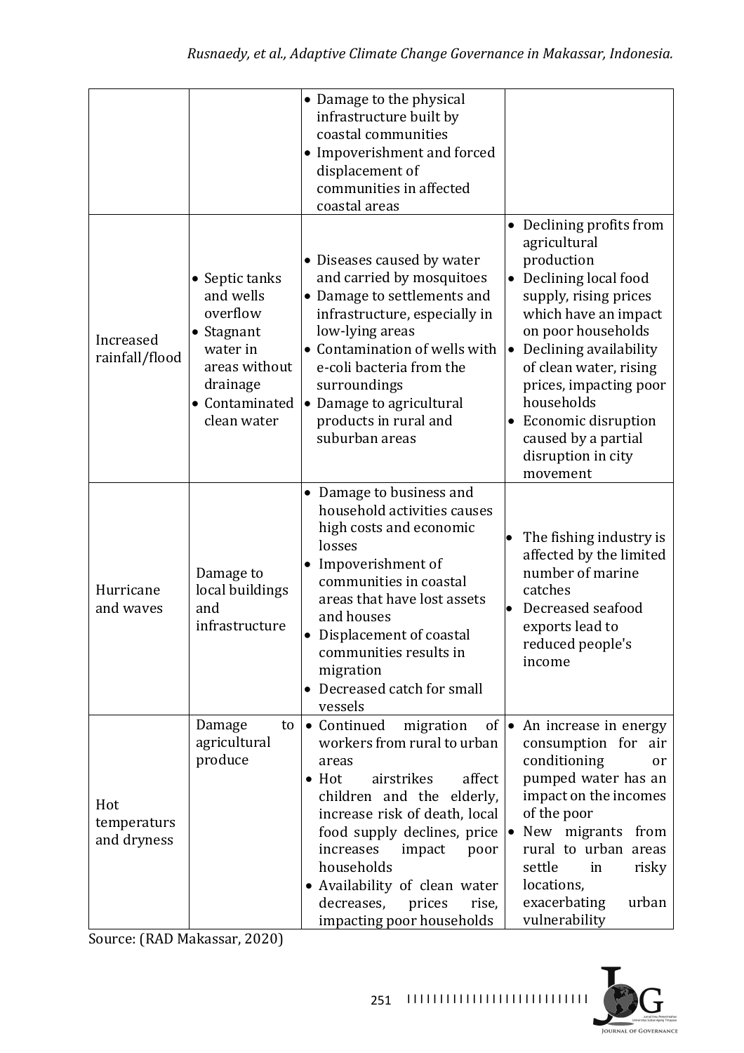| | | | |
|---|---|---|---|
| | | • Damage to the physical infrastructure built by coastal communities<br>• Impoverishment and forced displacement of communities in affected coastal areas | |
| Increased rainfall/flood | • Septic tanks and wells overflow<br>• Stagnant water in areas without drainage<br>• Contaminated clean water | • Diseases caused by water and carried by mosquitoes<br>• Damage to settlements and infrastructure, especially in low-lying areas<br>• Contamination of wells with e-coli bacteria from the surroundings<br>• Damage to agricultural products in rural and suburban areas | • Declining profits from agricultural production<br>• Declining local food supply, rising prices which have an impact on poor households<br>• Declining availability of clean water, rising prices, impacting poor households<br>• Economic disruption caused by a partial disruption in city movement |
| Hurricane and waves | Damage to local buildings and infrastructure | • Damage to business and household activities causes high costs and economic losses<br>• Impoverishment of communities in coastal areas that have lost assets and houses<br>• Displacement of coastal communities results in migration<br>• Decreased catch for small vessels | • The fishing industry is affected by the limited number of marine catches<br>• Decreased seafood exports lead to reduced people's income |
| Hot temperaturs and dryness | Damage to agricultural produce | • Continued migration of workers from rural to urban areas<br>• Hot airstrikes affect children and the elderly, increase risk of death, local food supply declines, price increases impact poor households<br>• Availability of clean water decreases, prices rise, impacting poor households | • An increase in energy consumption for air conditioning or pumped water has an impact on the incomes of the poor<br>• New migrants from rural to urban areas settle in risky locations, exacerbating urban vulnerability |

Source: (RAD Makassar, 2020)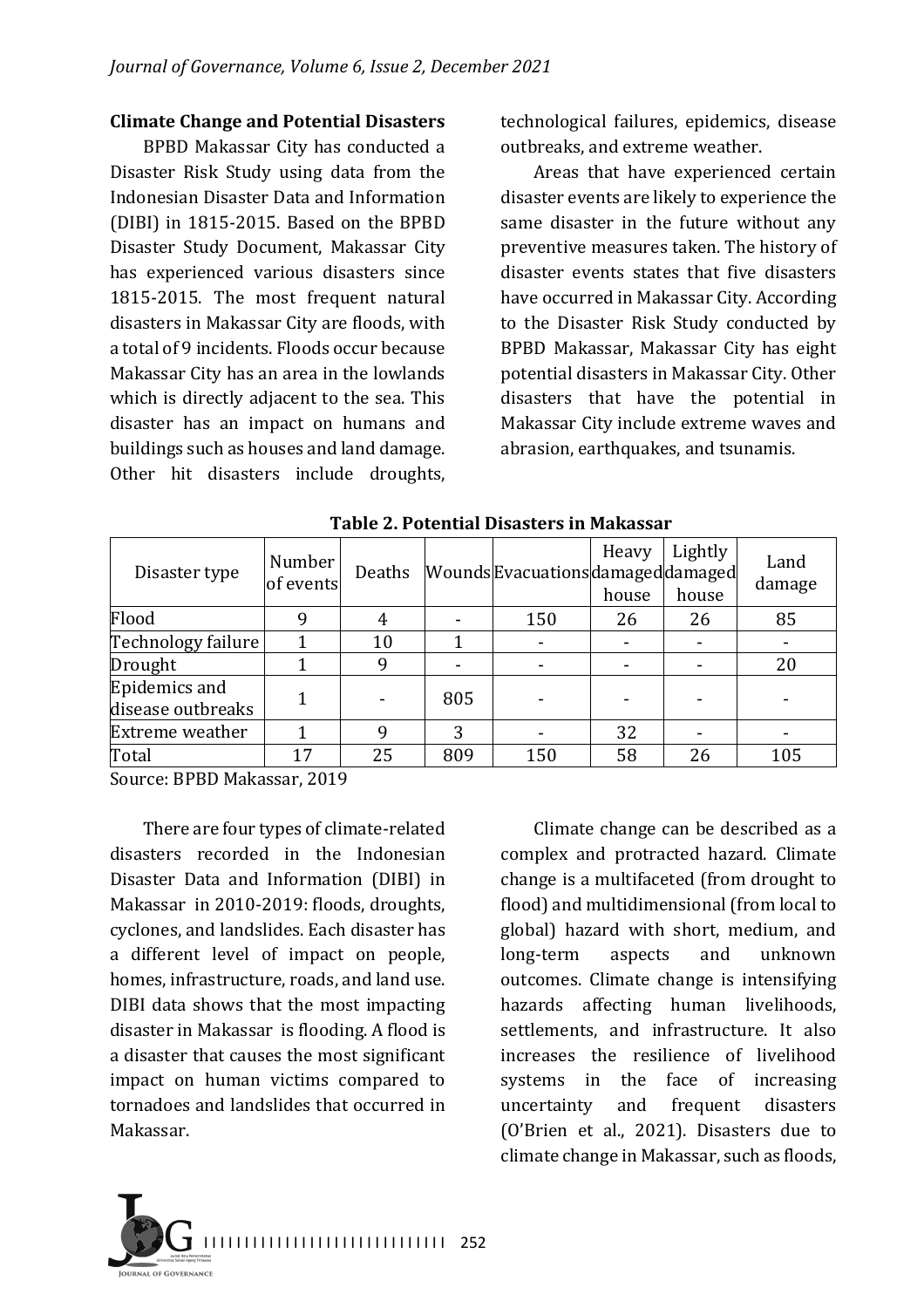**Climate Change and Potential Disasters**

BPBD Makassar City has conducted a Disaster Risk Study using data from the Indonesian Disaster Data and Information (DIBI) in 1815-2015. Based on the BPBD Disaster Study Document, Makassar City has experienced various disasters since 1815-2015. The most frequent natural disasters in Makassar City are floods, with a total of 9 incidents. Floods occur because Makassar City has an area in the lowlands which is directly adjacent to the sea. This disaster has an impact on humans and buildings such as houses and land damage. Other hit disasters include droughts, technological failures, epidemics, disease outbreaks, and extreme weather.

Areas that have experienced certain disaster events are likely to experience the same disaster in the future without any preventive measures taken. The history of disaster events states that five disasters have occurred in Makassar City. According to the Disaster Risk Study conducted by BPBD Makassar, Makassar City has eight potential disasters in Makassar City. Other disasters that have the potential in Makassar City include extreme waves and abrasion, earthquakes, and tsunamis.

**Table 2. Potential Disasters in Makassar**

| Disaster type | Number of events | Deaths | Wounds | Evacuations | Heavy damaged house | Lightly damaged house | Land damage |
|---|---|---|---|---|---|---|---|
| Flood | 9 | 4 | - | 150 | 26 | 26 | 85 |
| Technology failure | 1 | 10 | 1 | - | - | - | - |
| Drought | 1 | 9 | - | - | - | - | 20 |
| Epidemics and disease outbreaks | 1 | - | 805 | - | - | - | - |
| Extreme weather | 1 | 9 | 3 | - | 32 | - | - |
| Total | 17 | 25 | 809 | 150 | 58 | 26 | 105 |

Source: BPBD Makassar, 2019

There are four types of climate-related disasters recorded in the Indonesian Disaster Data and Information (DIBI) in Makassar in 2010-2019: floods, droughts, cyclones, and landslides. Each disaster has a different level of impact on people, homes, infrastructure, roads, and land use. DIBI data shows that the most impacting disaster in Makassar is flooding. A flood is a disaster that causes the most significant impact on human victims compared to tornadoes and landslides that occurred in Makassar.

Climate change can be described as a complex and protracted hazard. Climate change is a multifaceted (from drought to flood) and multidimensional (from local to global) hazard with short, medium, and long-term aspects and unknown outcomes. Climate change is intensifying hazards affecting human livelihoods, settlements, and infrastructure. It also increases the resilience of livelihood systems in the face of increasing uncertainty and frequent disasters (O'Brien et al., 2021). Disasters due to climate change in Makassar, such as floods,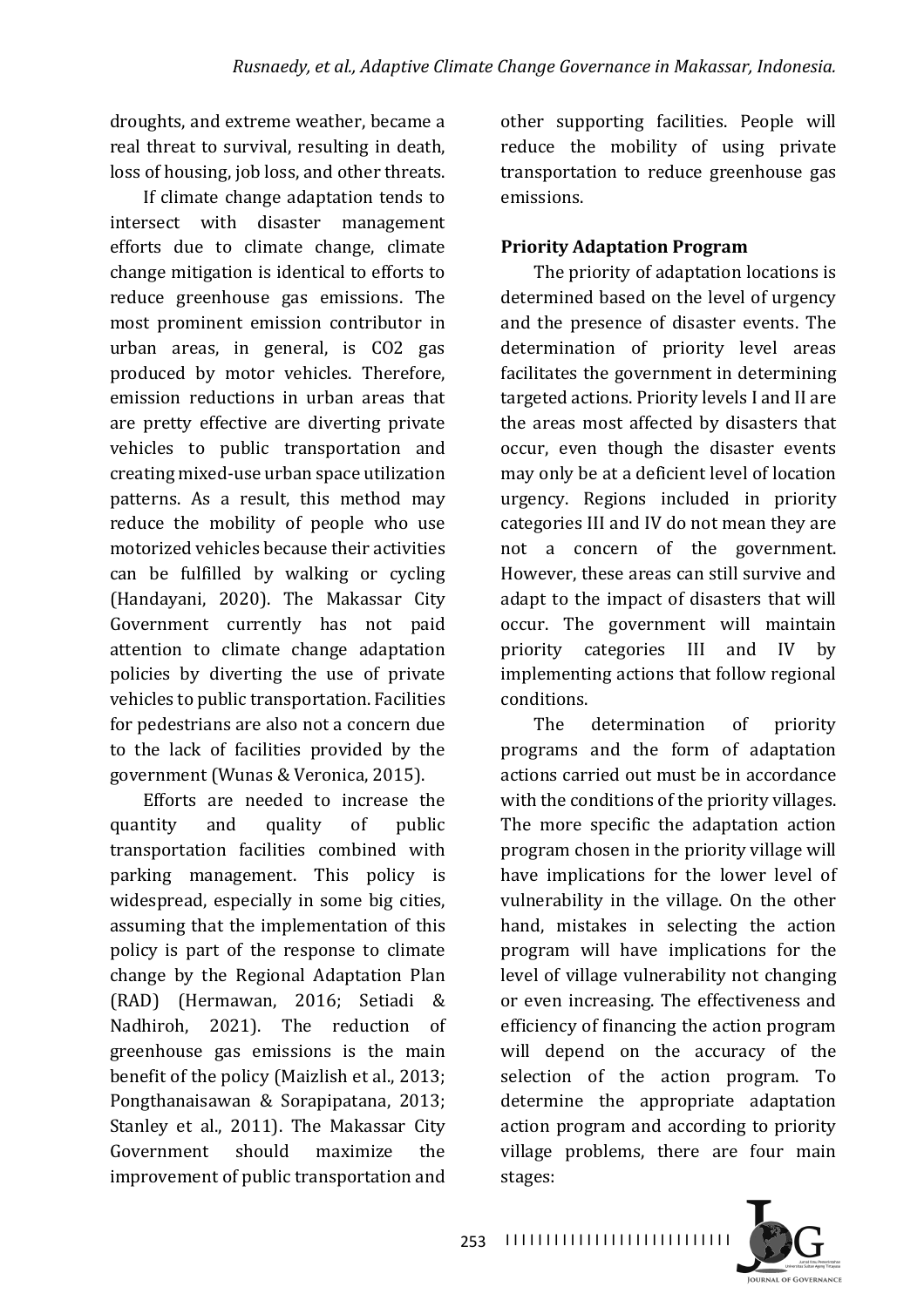droughts, and extreme weather, became a real threat to survival, resulting in death, loss of housing, job loss, and other threats.

If climate change adaptation tends to intersect with disaster management efforts due to climate change, climate change mitigation is identical to efforts to reduce greenhouse gas emissions. The most prominent emission contributor in urban areas, in general, is $CO_2$ gas produced by motor vehicles. Therefore, emission reductions in urban areas that are pretty effective are diverting private vehicles to public transportation and creating mixed-use urban space utilization patterns. As a result, this method may reduce the mobility of people who use motorized vehicles because their activities can be fulfilled by walking or cycling (Handayani, 2020). The Makassar City Government currently has not paid attention to climate change adaptation policies by diverting the use of private vehicles to public transportation. Facilities for pedestrians are also not a concern due to the lack of facilities provided by the government (Wunas & Veronica, 2015).

Efforts are needed to increase the quantity and quality of public transportation facilities combined with parking management. This policy is widespread, especially in some big cities, assuming that the implementation of this policy is part of the response to climate change by the Regional Adaptation Plan (RAD) (Hermawan, 2016; Setiadi & Nadhiroh, 2021). The reduction of greenhouse gas emissions is the main benefit of the policy (Maizlish et al., 2013; Pongthanaisawan & Sorapipatana, 2013; Stanley et al., 2011). The Makassar City Government should maximize the improvement of public transportation and other supporting facilities. People will reduce the mobility of using private transportation to reduce greenhouse gas emissions.

### Priority Adaptation Program

The priority of adaptation locations is determined based on the level of urgency and the presence of disaster events. The determination of priority level areas facilitates the government in determining targeted actions. Priority levels I and II are the areas most affected by disasters that occur, even though the disaster events may only be at a deficient level of location urgency. Regions included in priority categories III and IV do not mean they are not a concern of the government. However, these areas can still survive and adapt to the impact of disasters that will occur. The government will maintain priority categories III and IV by implementing actions that follow regional conditions.

The determination of priority programs and the form of adaptation actions carried out must be in accordance with the conditions of the priority villages. The more specific the adaptation action program chosen in the priority village will have implications for the lower level of vulnerability in the village. On the other hand, mistakes in selecting the action program will have implications for the level of village vulnerability not changing or even increasing. The effectiveness and efficiency of financing the action program will depend on the accuracy of the selection of the action program. To determine the appropriate adaptation action program and according to priority village problems, there are four main stages: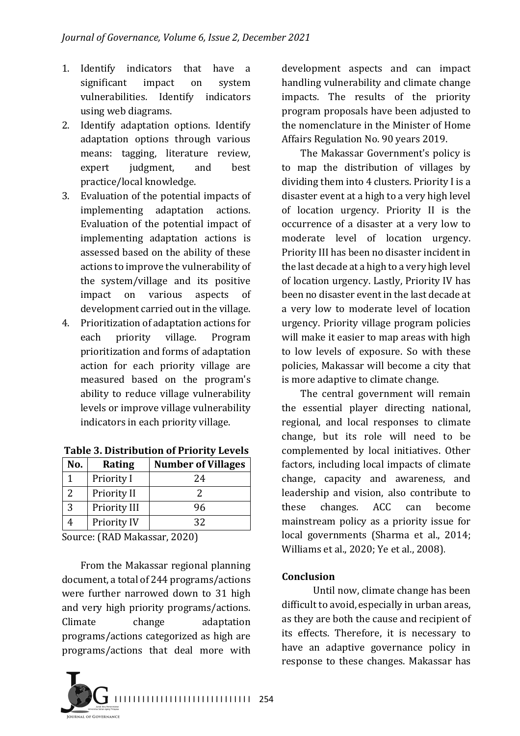1. Identify indicators that have a significant impact on system vulnerabilities. Identify indicators using web diagrams.
2. Identify adaptation options. Identify adaptation options through various means: tagging, literature review, expert judgment, and best practice/local knowledge.
3. Evaluation of the potential impacts of implementing adaptation actions. Evaluation of the potential impact of implementing adaptation actions is assessed based on the ability of these actions to improve the vulnerability of the system/village and its positive impact on various aspects of development carried out in the village.
4. Prioritization of adaptation actions for each priority village. Program prioritization and forms of adaptation action for each priority village are measured based on the program's ability to reduce village vulnerability levels or improve village vulnerability indicators in each priority village.

**Table 3. Distribution of Priority Levels**

| No. | Rating | Number of Villages |
|---|---|---|
| 1 | Priority I | 24 |
| 2 | Priority II | 2 |
| 3 | Priority III | 96 |
| 4 | Priority IV | 32 |

Source: (RAD Makassar, 2020)

From the Makassar regional planning document, a total of 244 programs/actions were further narrowed down to 31 high and very high priority programs/actions. Climate change adaptation programs/actions categorized as high are programs/actions that deal more with development aspects and can impact handling vulnerability and climate change impacts. The results of the priority program proposals have been adjusted to the nomenclature in the Minister of Home Affairs Regulation No. 90 years 2019.

The Makassar Government's policy is to map the distribution of villages by dividing them into 4 clusters. Priority I is a disaster event at a high to a very high level of location urgency. Priority II is the occurrence of a disaster at a very low to moderate level of location urgency. Priority III has been no disaster incident in the last decade at a high to a very high level of location urgency. Lastly, Priority IV has been no disaster event in the last decade at a very low to moderate level of location urgency. Priority village program policies will make it easier to map areas with high to low levels of exposure. So with these policies, Makassar will become a city that is more adaptive to climate change.

The central government will remain the essential player directing national, regional, and local responses to climate change, but its role will need to be complemented by local initiatives. Other factors, including local impacts of climate change, capacity and awareness, and leadership and vision, also contribute to these changes. ACC can become mainstream policy as a priority issue for local governments (Sharma et al., 2014; Williams et al., 2020; Ye et al., 2008).

## Conclusion

Until now, climate change has been difficult to avoid, especially in urban areas, as they are both the cause and recipient of its effects. Therefore, it is necessary to have an adaptive governance policy in response to these changes. Makassar has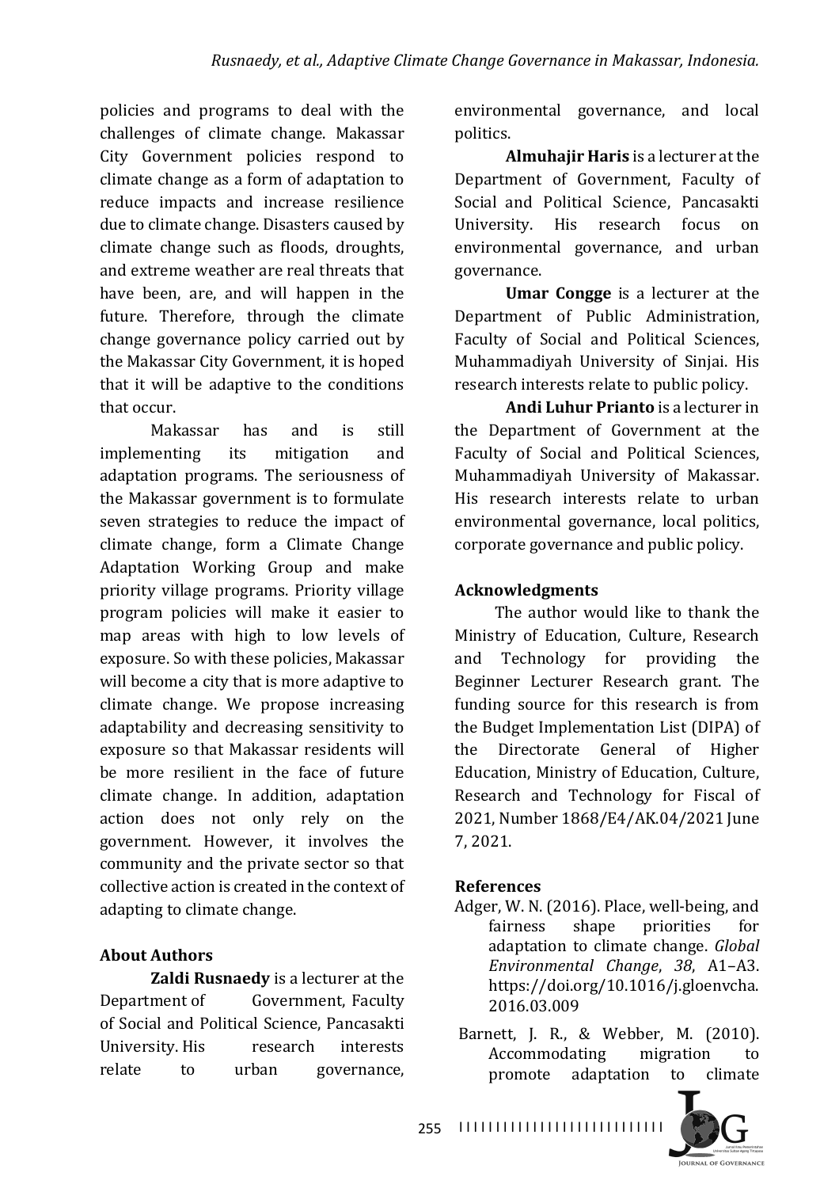policies and programs to deal with the challenges of climate change. Makassar City Government policies respond to climate change as a form of adaptation to reduce impacts and increase resilience due to climate change. Disasters caused by climate change such as floods, droughts, and extreme weather are real threats that have been, are, and will happen in the future. Therefore, through the climate change governance policy carried out by the Makassar City Government, it is hoped that it will be adaptive to the conditions that occur.

Makassar has and is still implementing its mitigation and adaptation programs. The seriousness of the Makassar government is to formulate seven strategies to reduce the impact of climate change, form a Climate Change Adaptation Working Group and make priority village programs. Priority village program policies will make it easier to map areas with high to low levels of exposure. So with these policies, Makassar will become a city that is more adaptive to climate change. We propose increasing adaptability and decreasing sensitivity to exposure so that Makassar residents will be more resilient in the face of future climate change. In addition, adaptation action does not only rely on the government. However, it involves the community and the private sector so that collective action is created in the context of adapting to climate change.

## About Authors

**Zaldi Rusnaedy** is a lecturer at the Department of Government, Faculty of Social and Political Science, Pancasakti University. His research interests relate to urban governance, environmental governance, and local politics.

**Almuhajir Haris** is a lecturer at the Department of Government, Faculty of Social and Political Science, Pancasakti University. His research focus on environmental governance, and urban governance.

**Umar Congge** is a lecturer at the Department of Public Administration, Faculty of Social and Political Sciences, Muhammadiyah University of Sinjai. His research interests relate to public policy.

**Andi Luhur Prianto** is a lecturer in the Department of Government at the Faculty of Social and Political Sciences, Muhammadiyah University of Makassar. His research interests relate to urban environmental governance, local politics, corporate governance and public policy.

## Acknowledgments

The author would like to thank the Ministry of Education, Culture, Research and Technology for providing the Beginner Lecturer Research grant. The funding source for this research is from the Budget Implementation List (DIPA) of the Directorate General of Higher Education, Ministry of Education, Culture, Research and Technology for Fiscal of 2021, Number 1868/E4/AK.04/2021 June 7, 2021.

## References

Adger, W. N. (2016). Place, well-being, and fairness shape priorities for adaptation to climate change. *Global Environmental Change*, *38*, A1–A3. https://doi.org/10.1016/j.gloenvcha.2016.03.009

Barnett, J. R., & Webber, M. (2010). Accommodating migration to promote adaptation to climate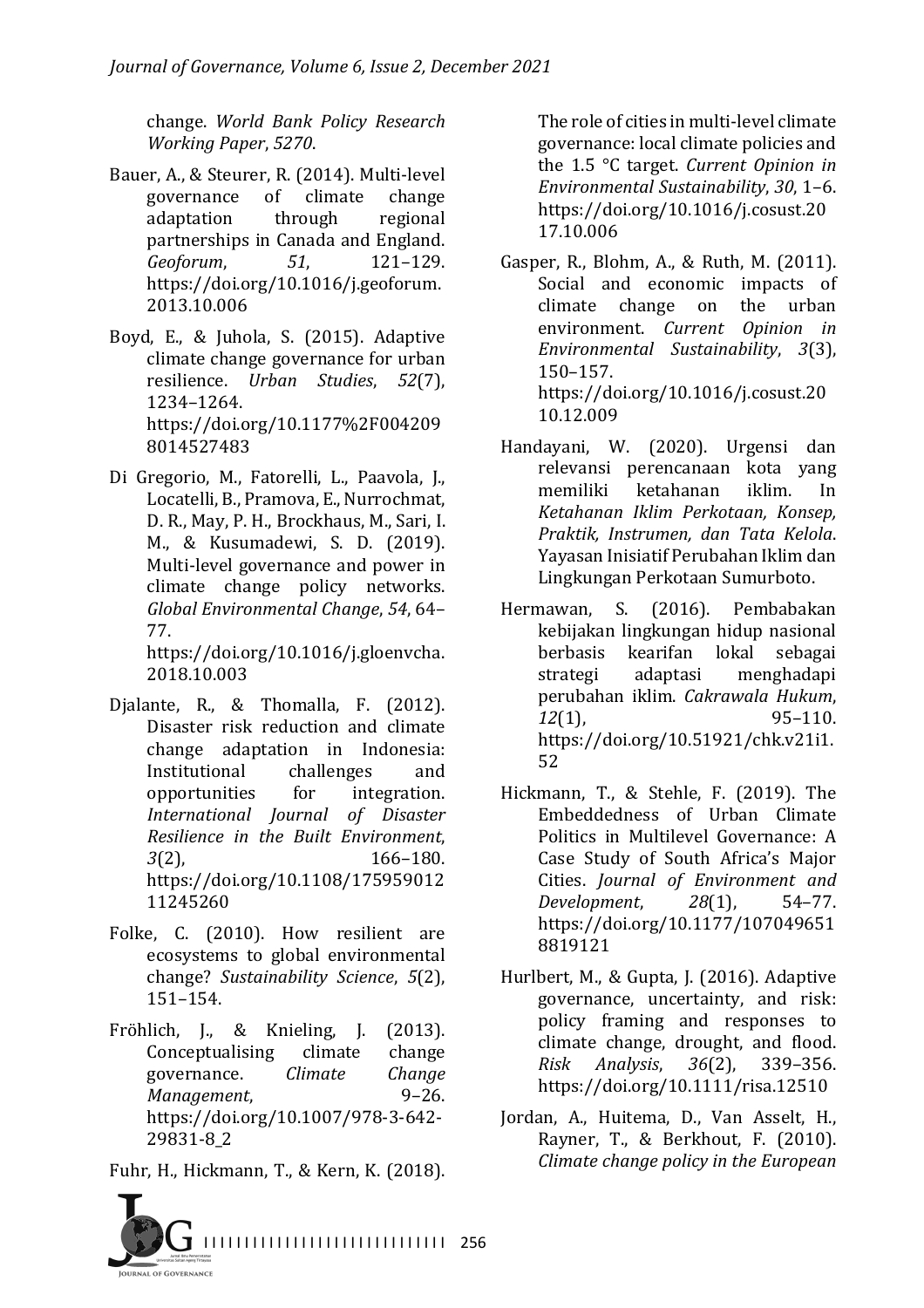change. *World Bank Policy Research Working Paper*, *5270*.

Bauer, A., & Steurer, R. (2014). Multi-level governance of climate change adaptation through regional partnerships in Canada and England. *Geoforum*, *51*, 121–129. https://doi.org/10.1016/j.geoforum.2013.10.006

Boyd, E., & Juhola, S. (2015). Adaptive climate change governance for urban resilience. *Urban Studies*, *52*(7), 1234–1264. https://doi.org/10.1177%2F0042098014527483

Di Gregorio, M., Fatorelli, L., Paavola, J., Locatelli, B., Pramova, E., Nurrochmat, D. R., May, P. H., Brockhaus, M., Sari, I. M., & Kusumadewi, S. D. (2019). Multi-level governance and power in climate change policy networks. *Global Environmental Change*, *54*, 64–77. https://doi.org/10.1016/j.gloenvcha.2018.10.003

Djalante, R., & Thomalla, F. (2012). Disaster risk reduction and climate change adaptation in Indonesia: Institutional challenges and opportunities for integration. *International Journal of Disaster Resilience in the Built Environment*, *3*(2), 166–180. https://doi.org/10.1108/17595901211245260

Folke, C. (2010). How resilient are ecosystems to global environmental change? *Sustainability Science*, *5*(2), 151–154.

Fröhlich, J., & Knieling, J. (2013). Conceptualising climate change governance. *Climate Change Management*, 9–26. https://doi.org/10.1007/978-3-642-29831-8_2

Fuhr, H., Hickmann, T., & Kern, K. (2018). The role of cities in multi-level climate governance: local climate policies and the 1.5 °C target. *Current Opinion in Environmental Sustainability*, *30*, 1–6. https://doi.org/10.1016/j.cosust.2017.10.006

Gasper, R., Blohm, A., & Ruth, M. (2011). Social and economic impacts of climate change on the urban environment. *Current Opinion in Environmental Sustainability*, *3*(3), 150–157. https://doi.org/10.1016/j.cosust.2010.12.009

Handayani, W. (2020). Urgensi dan relevansi perencanaan kota yang memiliki ketahanan iklim. In *Ketahanan Iklim Perkotaan, Konsep, Praktik, Instrumen, dan Tata Kelola*. Yayasan Inisiatif Perubahan Iklim dan Lingkungan Perkotaan Sumurboto.

Hermawan, S. (2016). Pembabakan kebijakan lingkungan hidup nasional berbasis kearifan lokal sebagai strategi adaptasi menghadapi perubahan iklim. *Cakrawala Hukum*, *12*(1), 95–110. https://doi.org/10.51921/chk.v21i1.52

Hickmann, T., & Stehle, F. (2019). The Embeddedness of Urban Climate Politics in Multilevel Governance: A Case Study of South Africa's Major Cities. *Journal of Environment and Development*, *28*(1), 54–77. https://doi.org/10.1177/1070496518819121

Hurlbert, M., & Gupta, J. (2016). Adaptive governance, uncertainty, and risk: policy framing and responses to climate change, drought, and flood. *Risk Analysis*, *36*(2), 339–356. https://doi.org/10.1111/risa.12510

Jordan, A., Huitema, D., Van Asselt, H., Rayner, T., & Berkhout, F. (2010). *Climate change policy in the European*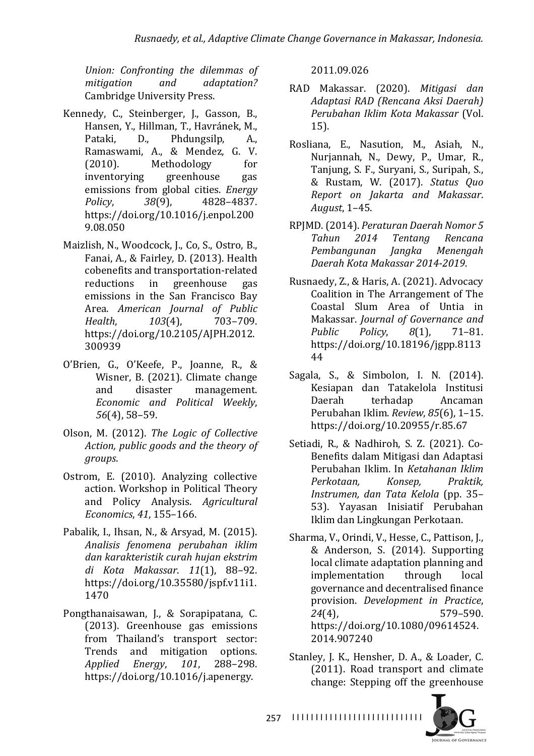*Union: Confronting the dilemmas of mitigation and adaptation?* Cambridge University Press.

Kennedy, C., Steinberger, J., Gasson, B., Hansen, Y., Hillman, T., Havránek, M., Pataki, D., Phdungsilp, A., Ramaswami, A., & Mendez, G. V. (2010). Methodology for inventorying greenhouse gas emissions from global cities. *Energy Policy*, *38*(9), 4828–4837. https://doi.org/10.1016/j.enpol.2009.08.050

Maizlish, N., Woodcock, J., Co, S., Ostro, B., Fanai, A., & Fairley, D. (2013). Health cobenefits and transportation-related reductions in greenhouse gas emissions in the San Francisco Bay Area. *American Journal of Public Health*, *103*(4), 703–709. https://doi.org/10.2105/AJPH.2012.300939

O'Brien, G., O'Keefe, P., Joanne, R., & Wisner, B. (2021). Climate change and disaster management. *Economic and Political Weekly*, *56*(4), 58–59.

Olson, M. (2012). *The Logic of Collective Action, public goods and the theory of groups*.

Ostrom, E. (2010). Analyzing collective action. Workshop in Political Theory and Policy Analysis. *Agricultural Economics*, *41*, 155–166.

Pabalik, I., Ihsan, N., & Arsyad, M. (2015). *Analisis fenomena perubahan iklim dan karakteristik curah hujan ekstrim di Kota Makassar*. *11*(1), 88–92. https://doi.org/10.35580/jspf.v11i1.1470

Pongthanaisawan, J., & Sorapipatana, C. (2013). Greenhouse gas emissions from Thailand's transport sector: Trends and mitigation options. *Applied Energy*, *101*, 288–298. https://doi.org/10.1016/j.apenergy.2011.09.026

RAD Makassar. (2020). *Mitigasi dan Adaptasi RAD (Rencana Aksi Daerah) Perubahan Iklim Kota Makassar* (Vol. 15).

Rosliana, E., Nasution, M., Asiah, N., Nurjannah, N., Dewy, P., Umar, R., Tanjung, S. F., Suryani, S., Suripah, S., & Rustam, W. (2017). *Status Quo Report on Jakarta and Makassar*. *August*, 1–45.

RPJMD. (2014). *Peraturan Daerah Nomor 5 Tahun 2014 Tentang Rencana Pembangunan Jangka Menengah Daerah Kota Makassar 2014-2019*.

Rusnaedy, Z., & Haris, A. (2021). Advocacy Coalition in The Arrangement of The Coastal Slum Area of Untia in Makassar. *Journal of Governance and Public Policy*, *8*(1), 71–81. https://doi.org/10.18196/jgpp.811344

Sagala, S., & Simbolon, I. N. (2014). Kesiapan dan Tatakelola Institusi Daerah terhadap Ancaman Perubahan Iklim. *Review*, *85*(6), 1–15. https://doi.org/10.20955/r.85.67

Setiadi, R., & Nadhiroh, S. Z. (2021). Co-Benefits dalam Mitigasi dan Adaptasi Perubahan Iklim. In *Ketahanan Iklim Perkotaan, Konsep, Praktik, Instrumen, dan Tata Kelola* (pp. 35–53). Yayasan Inisiatif Perubahan Iklim dan Lingkungan Perkotaan.

Sharma, V., Orindi, V., Hesse, C., Pattison, J., & Anderson, S. (2014). Supporting local climate adaptation planning and implementation through local governance and decentralised finance provision. *Development in Practice*, *24*(4), 579–590. https://doi.org/10.1080/09614524.2014.907240

Stanley, J. K., Hensher, D. A., & Loader, C. (2011). Road transport and climate change: Stepping off the greenhouse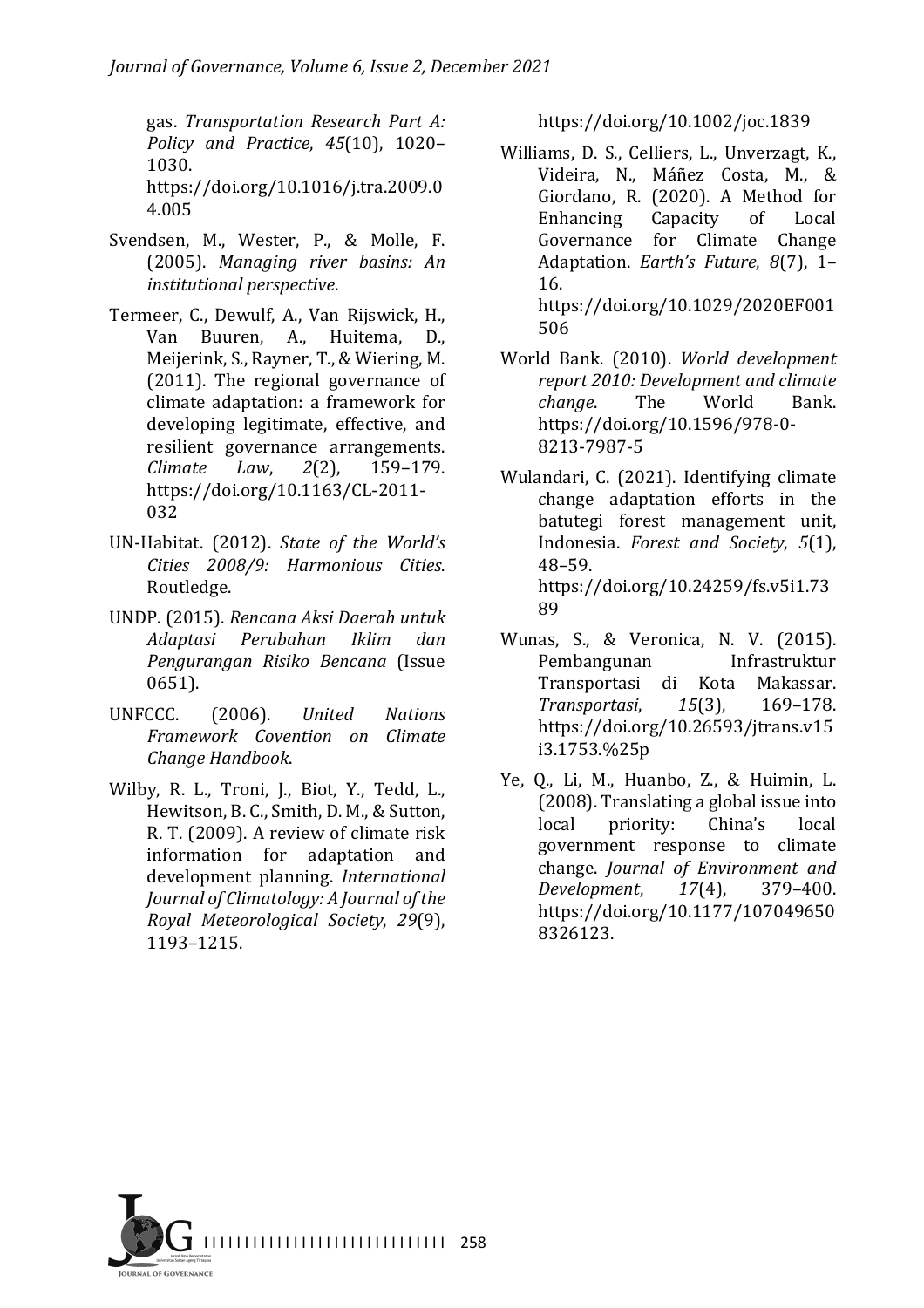gas. *Transportation Research Part A: Policy and Practice*, *45*(10), 1020–1030. https://doi.org/10.1016/j.tra.2009.04.005

Svendsen, M., Wester, P., & Molle, F. (2005). *Managing river basins: An institutional perspective*.

Termeer, C., Dewulf, A., Van Rijswick, H., Van Buuren, A., Huitema, D., Meijerink, S., Rayner, T., & Wiering, M. (2011). The regional governance of climate adaptation: a framework for developing legitimate, effective, and resilient governance arrangements. *Climate Law*, *2*(2), 159–179. https://doi.org/10.1163/CL-2011-032

UN-Habitat. (2012). *State of the World's Cities 2008/9: Harmonious Cities*. Routledge.

UNDP. (2015). *Rencana Aksi Daerah untuk Adaptasi Perubahan Iklim dan Pengurangan Risiko Bencana* (Issue 0651).

UNFCCC. (2006). *United Nations Framework Covention on Climate Change Handbook*.

Wilby, R. L., Troni, J., Biot, Y., Tedd, L., Hewitson, B. C., Smith, D. M., & Sutton, R. T. (2009). A review of climate risk information for adaptation and development planning. *International Journal of Climatology: A Journal of the Royal Meteorological Society*, *29*(9), 1193–1215. https://doi.org/10.1002/joc.1839

Williams, D. S., Celliers, L., Unverzagt, K., Videira, N., Máñez Costa, M., & Giordano, R. (2020). A Method for Enhancing Capacity of Local Governance for Climate Change Adaptation. *Earth's Future*, *8*(7), 1–16. https://doi.org/10.1029/2020EF001506

World Bank. (2010). *World development report 2010: Development and climate change*. The World Bank. https://doi.org/10.1596/978-0-8213-7987-5

Wulandari, C. (2021). Identifying climate change adaptation efforts in the batutegi forest management unit, Indonesia. *Forest and Society*, *5*(1), 48–59. https://doi.org/10.24259/fs.v5i1.7389

Wunas, S., & Veronica, N. V. (2015). Pembangunan Infrastruktur Transportasi di Kota Makassar. *Transportasi*, *15*(3), 169–178. https://doi.org/10.26593/jtrans.v15i3.1753.%25p

Ye, Q., Li, M., Huanbo, Z., & Huimin, L. (2008). Translating a global issue into local priority: China's local government response to climate change. *Journal of Environment and Development*, *17*(4), 379–400. https://doi.org/10.1177/1070496508326123.